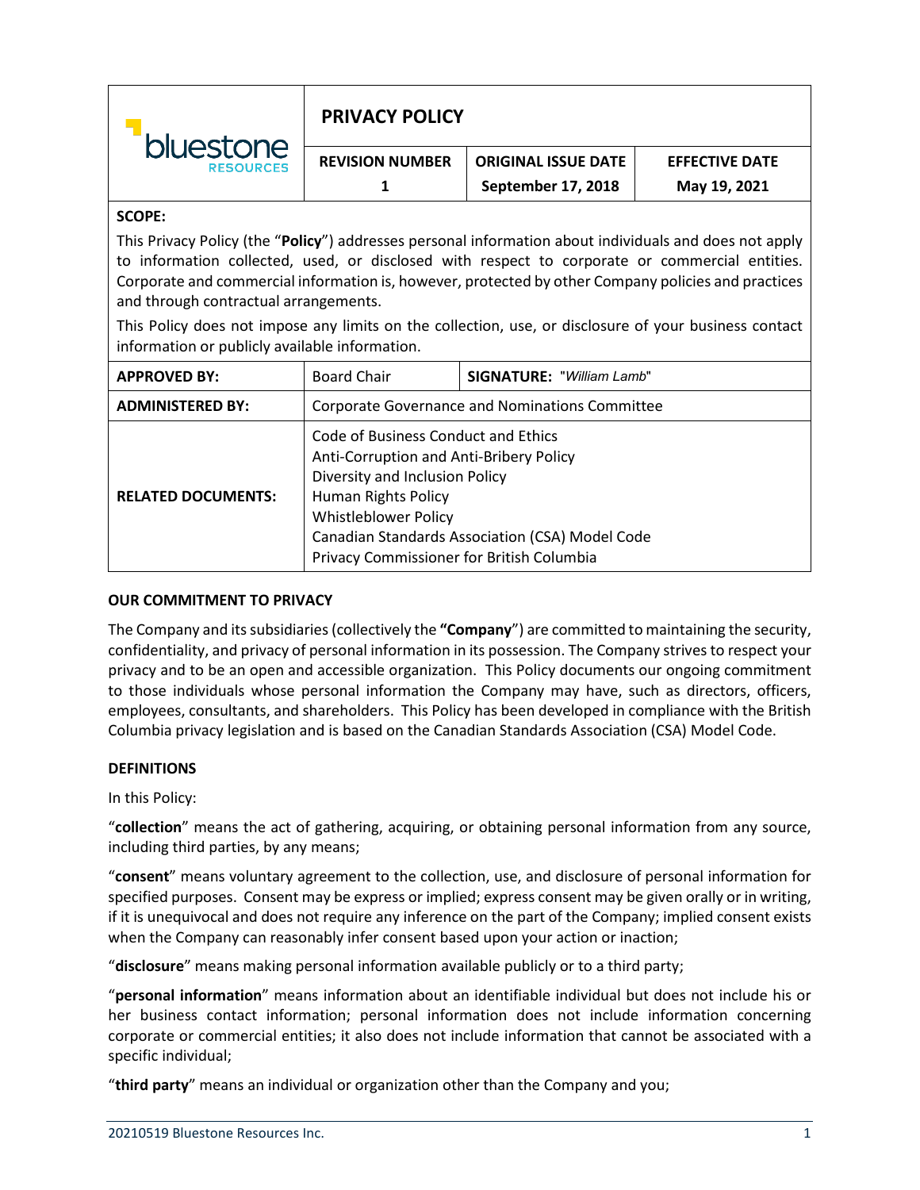| bluestone RESOURCES | **PRIVACY POLICY** | | |
|---|---|---|---|
| | **REVISION NUMBER** 1 | **ORIGINAL ISSUE DATE** September 17, 2018 | **EFFECTIVE DATE** May 19, 2021 |

**SCOPE:**

This Privacy Policy (the "**Policy**") addresses personal information about individuals and does not apply to information collected, used, or disclosed with respect to corporate or commercial entities. Corporate and commercial information is, however, protected by other Company policies and practices and through contractual arrangements.

This Policy does not impose any limits on the collection, use, or disclosure of your business contact information or publicly available information.

| | | |
|---|---|---|
| **APPROVED BY:** | Board Chair | **SIGNATURE:** "*William Lamb*" |
| **ADMINISTERED BY:** | Corporate Governance and Nominations Committee | |
| **RELATED DOCUMENTS:** | Code of Business Conduct and Ethics<br>Anti-Corruption and Anti-Bribery Policy<br>Diversity and Inclusion Policy<br>Human Rights Policy<br>Whistleblower Policy<br>Canadian Standards Association (CSA) Model Code<br>Privacy Commissioner for British Columbia | |

**OUR COMMITMENT TO PRIVACY**

The Company and its subsidiaries (collectively the **"Company**") are committed to maintaining the security, confidentiality, and privacy of personal information in its possession. The Company strives to respect your privacy and to be an open and accessible organization. This Policy documents our ongoing commitment to those individuals whose personal information the Company may have, such as directors, officers, employees, consultants, and shareholders. This Policy has been developed in compliance with the British Columbia privacy legislation and is based on the Canadian Standards Association (CSA) Model Code.

**DEFINITIONS**

In this Policy:

"**collection**" means the act of gathering, acquiring, or obtaining personal information from any source, including third parties, by any means;

"**consent**" means voluntary agreement to the collection, use, and disclosure of personal information for specified purposes. Consent may be express or implied; express consent may be given orally or in writing, if it is unequivocal and does not require any inference on the part of the Company; implied consent exists when the Company can reasonably infer consent based upon your action or inaction;

"**disclosure**" means making personal information available publicly or to a third party;

"**personal information**" means information about an identifiable individual but does not include his or her business contact information; personal information does not include information concerning corporate or commercial entities; it also does not include information that cannot be associated with a specific individual;

"**third party**" means an individual or organization other than the Company and you;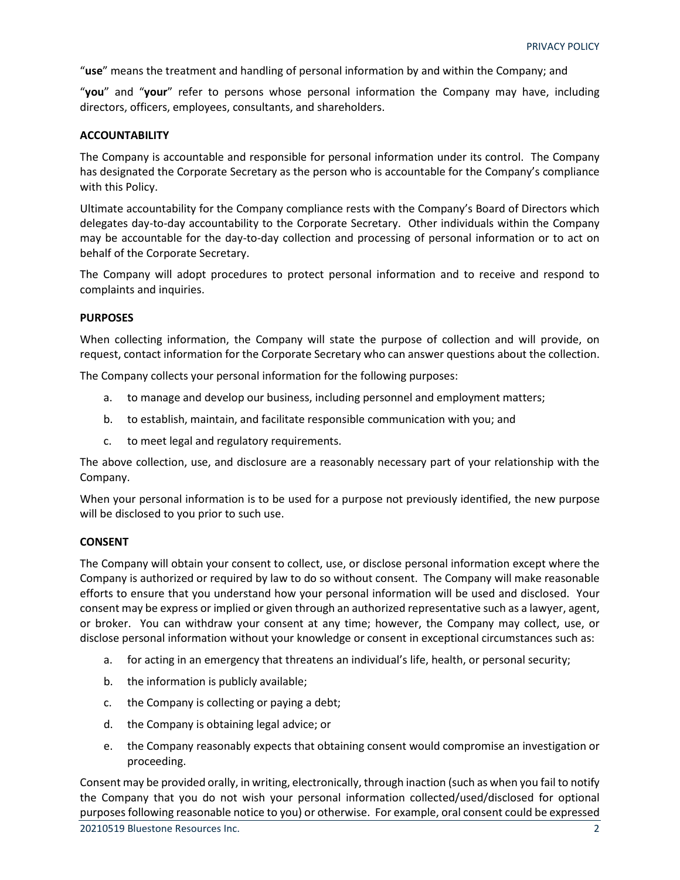"**use**" means the treatment and handling of personal information by and within the Company; and

"**you**" and "**your**" refer to persons whose personal information the Company may have, including directors, officers, employees, consultants, and shareholders.

## ACCOUNTABILITY

The Company is accountable and responsible for personal information under its control. The Company has designated the Corporate Secretary as the person who is accountable for the Company's compliance with this Policy.

Ultimate accountability for the Company compliance rests with the Company's Board of Directors which delegates day-to-day accountability to the Corporate Secretary. Other individuals within the Company may be accountable for the day-to-day collection and processing of personal information or to act on behalf of the Corporate Secretary.

The Company will adopt procedures to protect personal information and to receive and respond to complaints and inquiries.

## PURPOSES

When collecting information, the Company will state the purpose of collection and will provide, on request, contact information for the Corporate Secretary who can answer questions about the collection.

The Company collects your personal information for the following purposes:

a. to manage and develop our business, including personnel and employment matters;

b. to establish, maintain, and facilitate responsible communication with you; and

c. to meet legal and regulatory requirements.

The above collection, use, and disclosure are a reasonably necessary part of your relationship with the Company.

When your personal information is to be used for a purpose not previously identified, the new purpose will be disclosed to you prior to such use.

## CONSENT

The Company will obtain your consent to collect, use, or disclose personal information except where the Company is authorized or required by law to do so without consent. The Company will make reasonable efforts to ensure that you understand how your personal information will be used and disclosed. Your consent may be express or implied or given through an authorized representative such as a lawyer, agent, or broker. You can withdraw your consent at any time; however, the Company may collect, use, or disclose personal information without your knowledge or consent in exceptional circumstances such as:

a. for acting in an emergency that threatens an individual's life, health, or personal security;

b. the information is publicly available;

c. the Company is collecting or paying a debt;

d. the Company is obtaining legal advice; or

e. the Company reasonably expects that obtaining consent would compromise an investigation or proceeding.

Consent may be provided orally, in writing, electronically, through inaction (such as when you fail to notify the Company that you do not wish your personal information collected/used/disclosed for optional purposes following reasonable notice to you) or otherwise. For example, oral consent could be expressed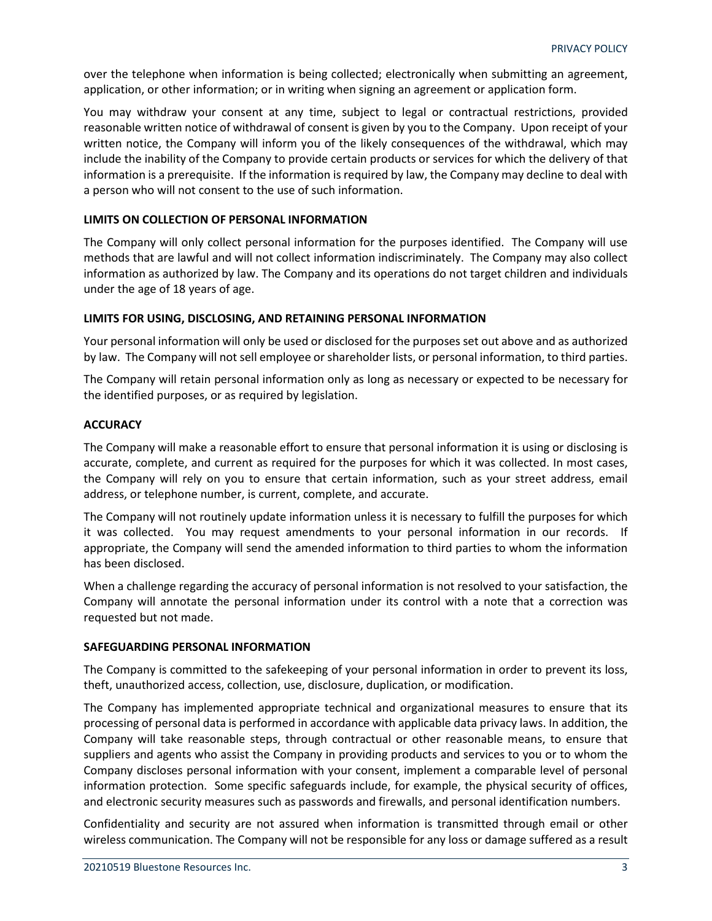over the telephone when information is being collected; electronically when submitting an agreement, application, or other information; or in writing when signing an agreement or application form.

You may withdraw your consent at any time, subject to legal or contractual restrictions, provided reasonable written notice of withdrawal of consent is given by you to the Company. Upon receipt of your written notice, the Company will inform you of the likely consequences of the withdrawal, which may include the inability of the Company to provide certain products or services for which the delivery of that information is a prerequisite. If the information is required by law, the Company may decline to deal with a person who will not consent to the use of such information.

## LIMITS ON COLLECTION OF PERSONAL INFORMATION

The Company will only collect personal information for the purposes identified. The Company will use methods that are lawful and will not collect information indiscriminately. The Company may also collect information as authorized by law. The Company and its operations do not target children and individuals under the age of 18 years of age.

## LIMITS FOR USING, DISCLOSING, AND RETAINING PERSONAL INFORMATION

Your personal information will only be used or disclosed for the purposes set out above and as authorized by law. The Company will not sell employee or shareholder lists, or personal information, to third parties.

The Company will retain personal information only as long as necessary or expected to be necessary for the identified purposes, or as required by legislation.

## ACCURACY

The Company will make a reasonable effort to ensure that personal information it is using or disclosing is accurate, complete, and current as required for the purposes for which it was collected. In most cases, the Company will rely on you to ensure that certain information, such as your street address, email address, or telephone number, is current, complete, and accurate.

The Company will not routinely update information unless it is necessary to fulfill the purposes for which it was collected. You may request amendments to your personal information in our records. If appropriate, the Company will send the amended information to third parties to whom the information has been disclosed.

When a challenge regarding the accuracy of personal information is not resolved to your satisfaction, the Company will annotate the personal information under its control with a note that a correction was requested but not made.

## SAFEGUARDING PERSONAL INFORMATION

The Company is committed to the safekeeping of your personal information in order to prevent its loss, theft, unauthorized access, collection, use, disclosure, duplication, or modification.

The Company has implemented appropriate technical and organizational measures to ensure that its processing of personal data is performed in accordance with applicable data privacy laws. In addition, the Company will take reasonable steps, through contractual or other reasonable means, to ensure that suppliers and agents who assist the Company in providing products and services to you or to whom the Company discloses personal information with your consent, implement a comparable level of personal information protection. Some specific safeguards include, for example, the physical security of offices, and electronic security measures such as passwords and firewalls, and personal identification numbers.

Confidentiality and security are not assured when information is transmitted through email or other wireless communication. The Company will not be responsible for any loss or damage suffered as a result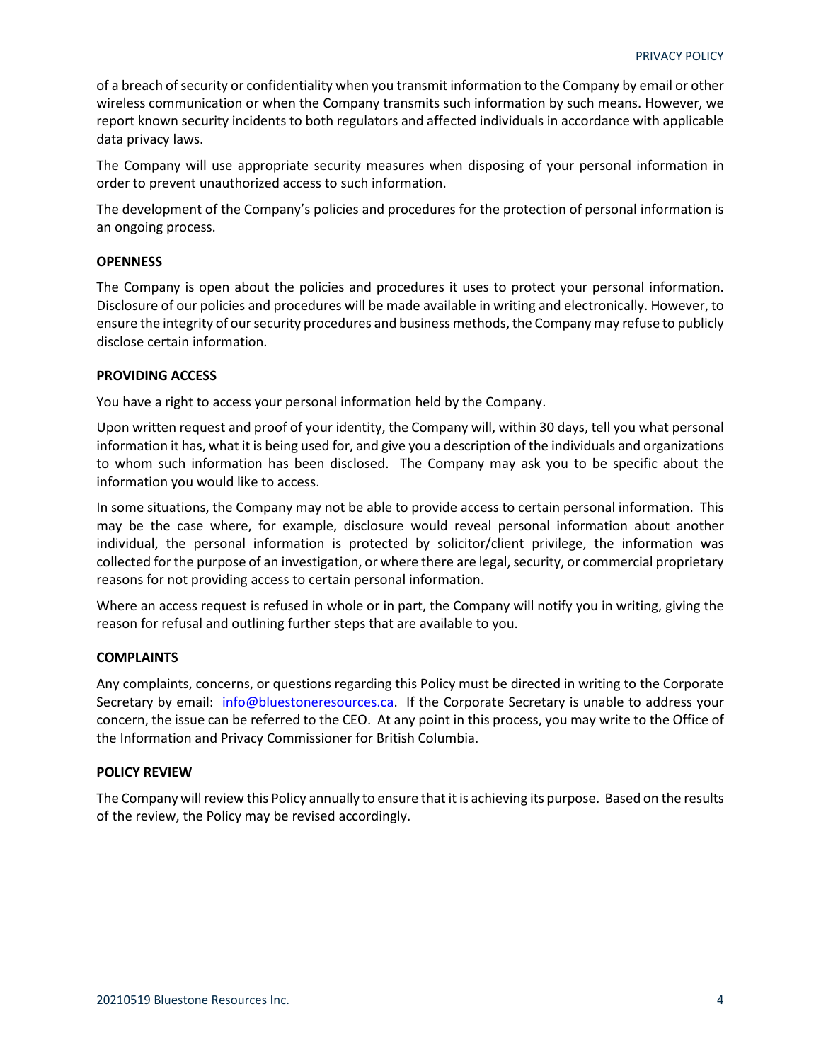of a breach of security or confidentiality when you transmit information to the Company by email or other wireless communication or when the Company transmits such information by such means. However, we report known security incidents to both regulators and affected individuals in accordance with applicable data privacy laws.

The Company will use appropriate security measures when disposing of your personal information in order to prevent unauthorized access to such information.

The development of the Company's policies and procedures for the protection of personal information is an ongoing process.

**OPENNESS**

The Company is open about the policies and procedures it uses to protect your personal information. Disclosure of our policies and procedures will be made available in writing and electronically. However, to ensure the integrity of our security procedures and business methods, the Company may refuse to publicly disclose certain information.

**PROVIDING ACCESS**

You have a right to access your personal information held by the Company.

Upon written request and proof of your identity, the Company will, within 30 days, tell you what personal information it has, what it is being used for, and give you a description of the individuals and organizations to whom such information has been disclosed. The Company may ask you to be specific about the information you would like to access.

In some situations, the Company may not be able to provide access to certain personal information. This may be the case where, for example, disclosure would reveal personal information about another individual, the personal information is protected by solicitor/client privilege, the information was collected for the purpose of an investigation, or where there are legal, security, or commercial proprietary reasons for not providing access to certain personal information.

Where an access request is refused in whole or in part, the Company will notify you in writing, giving the reason for refusal and outlining further steps that are available to you.

**COMPLAINTS**

Any complaints, concerns, or questions regarding this Policy must be directed in writing to the Corporate Secretary by email: info@bluestoneresources.ca. If the Corporate Secretary is unable to address your concern, the issue can be referred to the CEO. At any point in this process, you may write to the Office of the Information and Privacy Commissioner for British Columbia.

**POLICY REVIEW**

The Company will review this Policy annually to ensure that it is achieving its purpose. Based on the results of the review, the Policy may be revised accordingly.